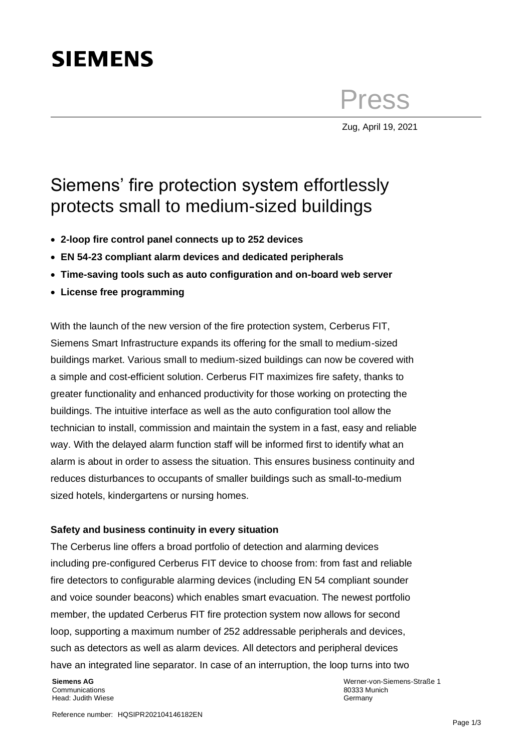**SIEMENS**

Press

Zug, April 19, 2021

# Siemens' fire protection system effortlessly protects small to medium-sized buildings

- **2-loop fire control panel connects up to 252 devices**
- **EN 54-23 compliant alarm devices and dedicated peripherals**
- **Time-saving tools such as auto configuration and on-board web server**
- **License free programming**

With the launch of the new version of the fire protection system, Cerberus FIT, Siemens Smart Infrastructure expands its offering for the small to medium-sized buildings market. Various small to medium-sized buildings can now be covered with a simple and cost-efficient solution. Cerberus FIT maximizes fire safety, thanks to greater functionality and enhanced productivity for those working on protecting the buildings. The intuitive interface as well as the auto configuration tool allow the technician to install, commission and maintain the system in a fast, easy and reliable way. With the delayed alarm function staff will be informed first to identify what an alarm is about in order to assess the situation. This ensures business continuity and reduces disturbances to occupants of smaller buildings such as small-to-medium sized hotels, kindergartens or nursing homes.

**Safety and business continuity in every situation**

The Cerberus line offers a broad portfolio of detection and alarming devices including pre-configured Cerberus FIT device to choose from: from fast and reliable fire detectors to configurable alarming devices (including EN 54 compliant sounder and voice sounder beacons) which enables smart evacuation. The newest portfolio member, the updated Cerberus FIT fire protection system now allows for second loop, supporting a maximum number of 252 addressable peripherals and devices, such as detectors as well as alarm devices. All detectors and peripheral devices have an integrated line separator. In case of an interruption, the loop turns into two

**Siemens AG**
Communications
Head: Judith Wiese

Werner-von-Siemens-Straße 1
80333 Munich
Germany

Reference number: HQSIPR202104146182EN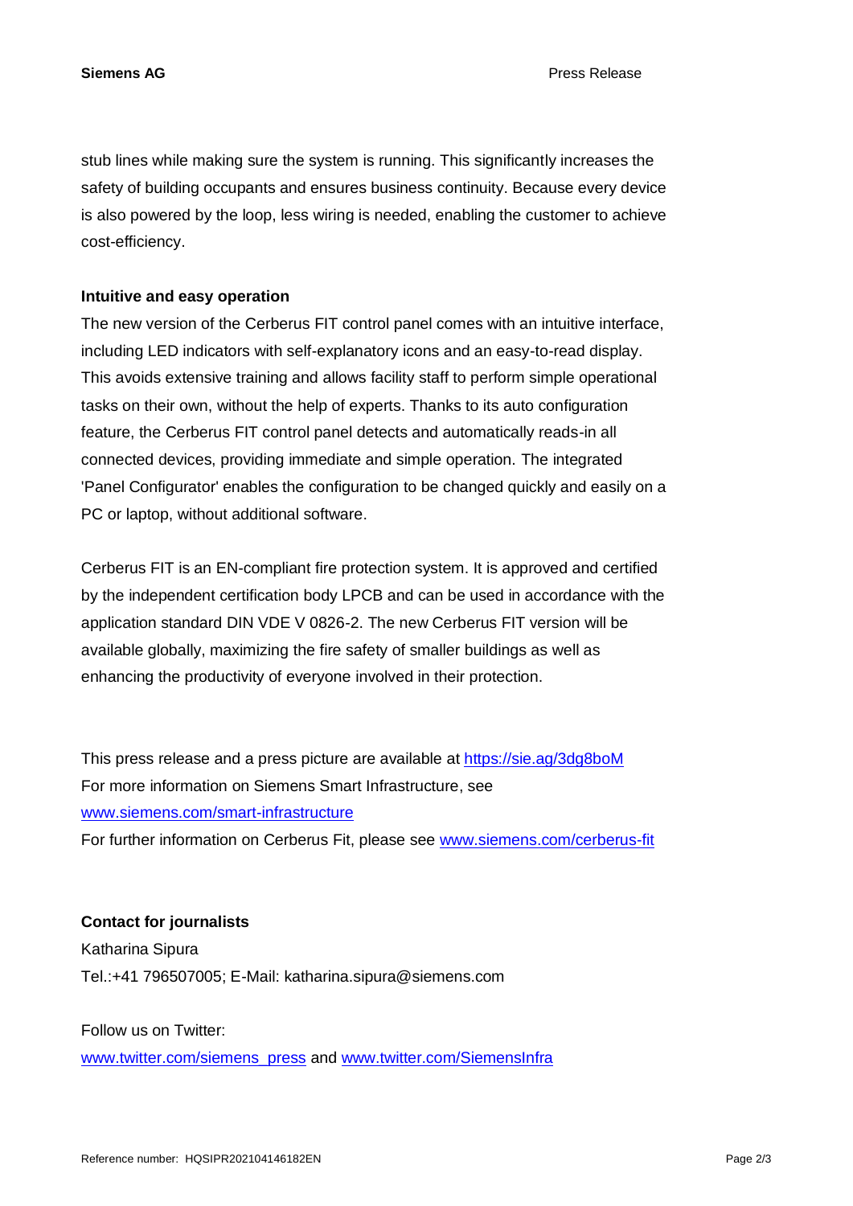stub lines while making sure the system is running. This significantly increases the safety of building occupants and ensures business continuity. Because every device is also powered by the loop, less wiring is needed, enabling the customer to achieve cost-efficiency.

**Intuitive and easy operation**

The new version of the Cerberus FIT control panel comes with an intuitive interface, including LED indicators with self-explanatory icons and an easy-to-read display. This avoids extensive training and allows facility staff to perform simple operational tasks on their own, without the help of experts. Thanks to its auto configuration feature, the Cerberus FIT control panel detects and automatically reads-in all connected devices, providing immediate and simple operation. The integrated 'Panel Configurator' enables the configuration to be changed quickly and easily on a PC or laptop, without additional software.

Cerberus FIT is an EN-compliant fire protection system. It is approved and certified by the independent certification body LPCB and can be used in accordance with the application standard DIN VDE V 0826-2. The new Cerberus FIT version will be available globally, maximizing the fire safety of smaller buildings as well as enhancing the productivity of everyone involved in their protection.

This press release and a press picture are available at https://sie.ag/3dg8boM
For more information on Siemens Smart Infrastructure, see www.siemens.com/smart-infrastructure
For further information on Cerberus Fit, please see www.siemens.com/cerberus-fit

**Contact for journalists**

Katharina Sipura
Tel.:+41 796507005; E-Mail: katharina.sipura@siemens.com

Follow us on Twitter:
www.twitter.com/siemens_press and www.twitter.com/SiemensInfra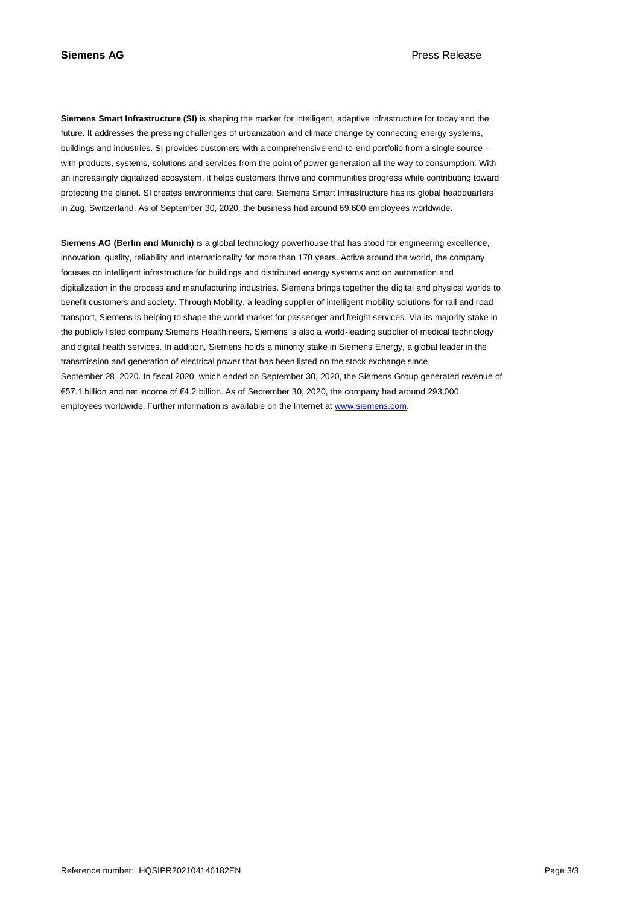**Siemens Smart Infrastructure (SI)** is shaping the market for intelligent, adaptive infrastructure for today and the future. It addresses the pressing challenges of urbanization and climate change by connecting energy systems, buildings and industries. SI provides customers with a comprehensive end-to-end portfolio from a single source – with products, systems, solutions and services from the point of power generation all the way to consumption. With an increasingly digitalized ecosystem, it helps customers thrive and communities progress while contributing toward protecting the planet. SI creates environments that care. Siemens Smart Infrastructure has its global headquarters in Zug, Switzerland. As of September 30, 2020, the business had around 69,600 employees worldwide.

**Siemens AG (Berlin and Munich)** is a global technology powerhouse that has stood for engineering excellence, innovation, quality, reliability and internationality for more than 170 years. Active around the world, the company focuses on intelligent infrastructure for buildings and distributed energy systems and on automation and digitalization in the process and manufacturing industries. Siemens brings together the digital and physical worlds to benefit customers and society. Through Mobility, a leading supplier of intelligent mobility solutions for rail and road transport, Siemens is helping to shape the world market for passenger and freight services. Via its majority stake in the publicly listed company Siemens Healthineers, Siemens is also a world-leading supplier of medical technology and digital health services. In addition, Siemens holds a minority stake in Siemens Energy, a global leader in the transmission and generation of electrical power that has been listed on the stock exchange since September 28, 2020. In fiscal 2020, which ended on September 30, 2020, the Siemens Group generated revenue of €57.1 billion and net income of €4.2 billion. As of September 30, 2020, the company had around 293,000 employees worldwide. Further information is available on the Internet at [www.siemens.com](http://www.siemens.com).

Reference number: HQSIPR202104146182EN